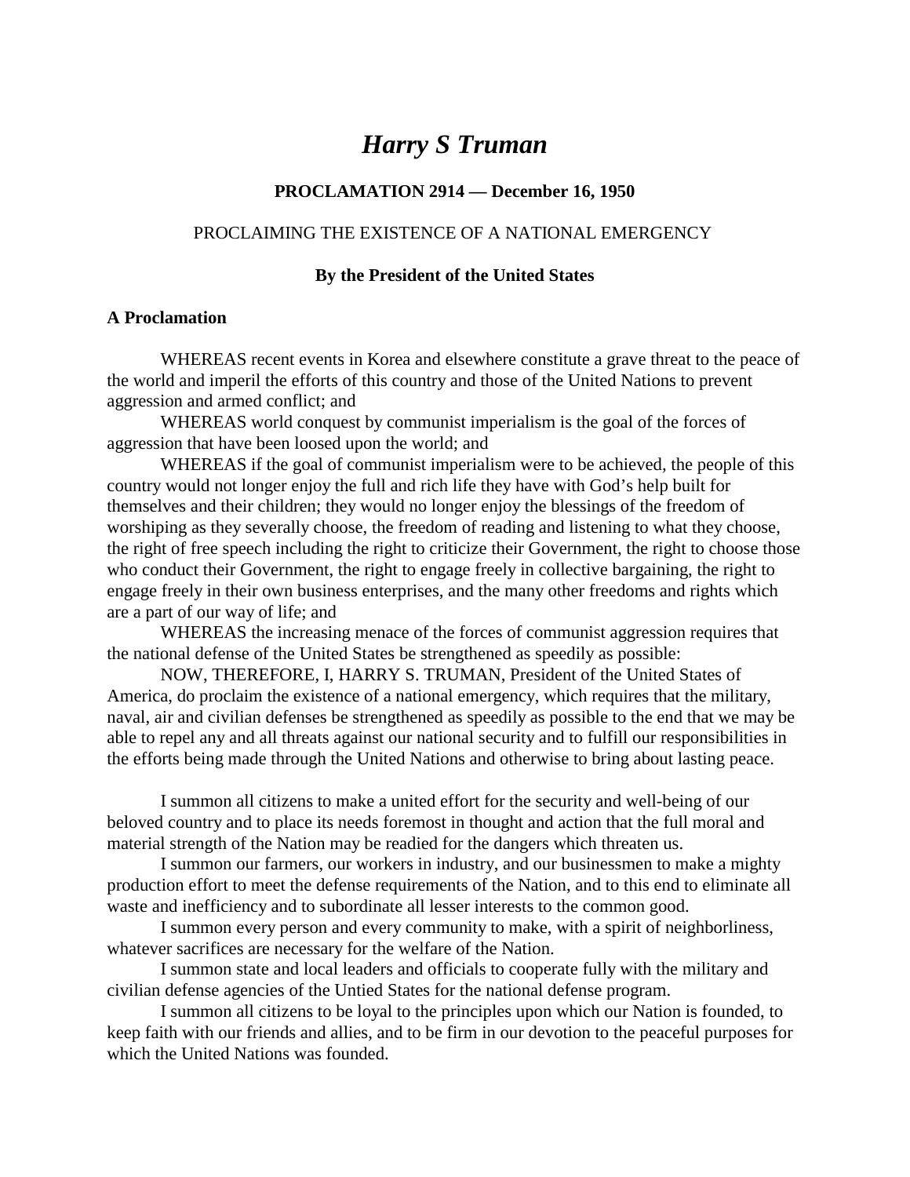# *Harry S Truman*

**PROCLAMATION 2914 — December 16, 1950**

PROCLAIMING THE EXISTENCE OF A NATIONAL EMERGENCY

**By the President of the United States**

**A Proclamation**

WHEREAS recent events in Korea and elsewhere constitute a grave threat to the peace of the world and imperil the efforts of this country and those of the United Nations to prevent aggression and armed conflict; and

WHEREAS world conquest by communist imperialism is the goal of the forces of aggression that have been loosed upon the world; and

WHEREAS if the goal of communist imperialism were to be achieved, the people of this country would not longer enjoy the full and rich life they have with God's help built for themselves and their children; they would no longer enjoy the blessings of the freedom of worshiping as they severally choose, the freedom of reading and listening to what they choose, the right of free speech including the right to criticize their Government, the right to choose those who conduct their Government, the right to engage freely in collective bargaining, the right to engage freely in their own business enterprises, and the many other freedoms and rights which are a part of our way of life; and

WHEREAS the increasing menace of the forces of communist aggression requires that the national defense of the United States be strengthened as speedily as possible:

NOW, THEREFORE, I, HARRY S. TRUMAN, President of the United States of America, do proclaim the existence of a national emergency, which requires that the military, naval, air and civilian defenses be strengthened as speedily as possible to the end that we may be able to repel any and all threats against our national security and to fulfill our responsibilities in the efforts being made through the United Nations and otherwise to bring about lasting peace.

I summon all citizens to make a united effort for the security and well-being of our beloved country and to place its needs foremost in thought and action that the full moral and material strength of the Nation may be readied for the dangers which threaten us.

I summon our farmers, our workers in industry, and our businessmen to make a mighty production effort to meet the defense requirements of the Nation, and to this end to eliminate all waste and inefficiency and to subordinate all lesser interests to the common good.

I summon every person and every community to make, with a spirit of neighborliness, whatever sacrifices are necessary for the welfare of the Nation.

I summon state and local leaders and officials to cooperate fully with the military and civilian defense agencies of the Untied States for the national defense program.

I summon all citizens to be loyal to the principles upon which our Nation is founded, to keep faith with our friends and allies, and to be firm in our devotion to the peaceful purposes for which the United Nations was founded.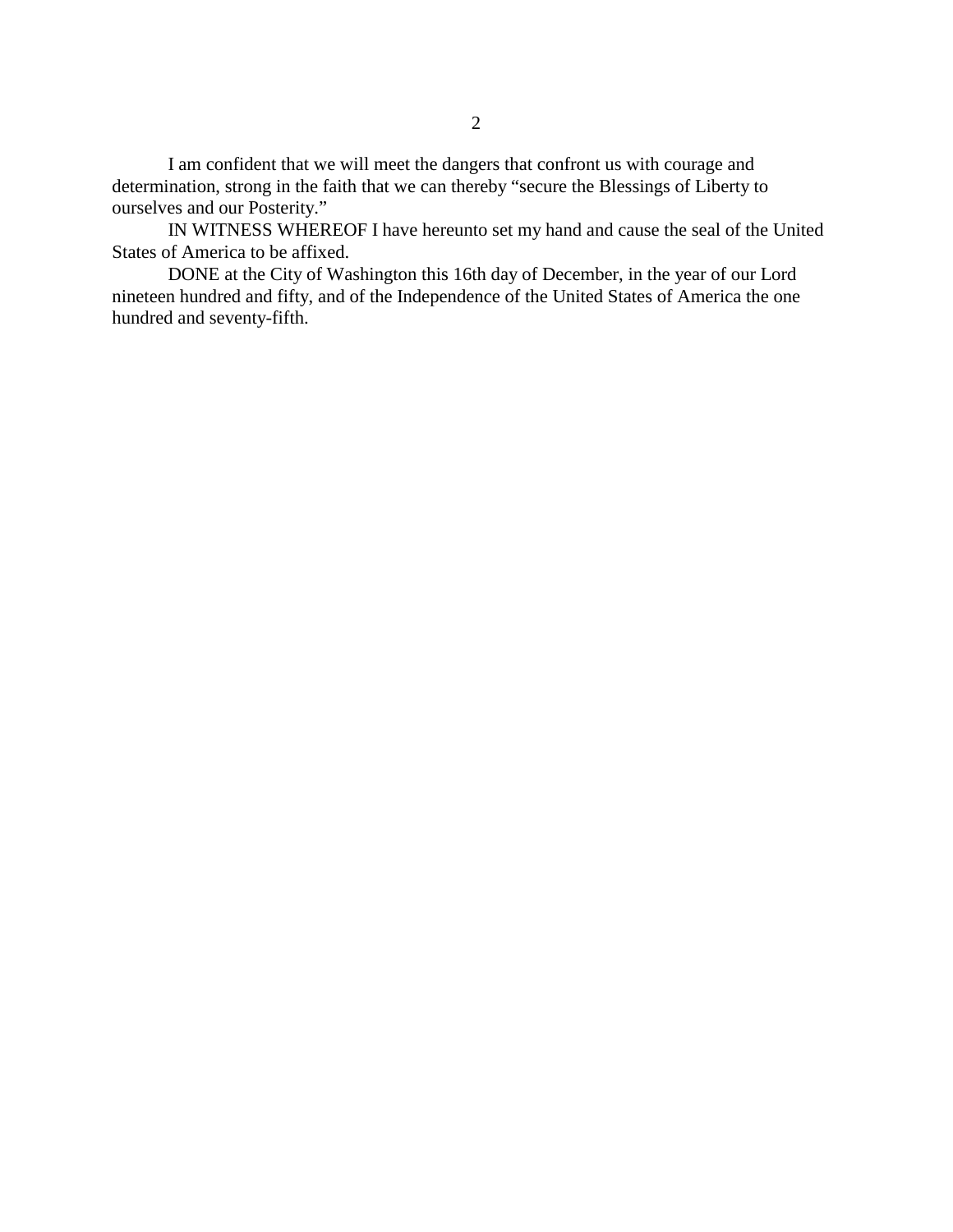I am confident that we will meet the dangers that confront us with courage and determination, strong in the faith that we can thereby "secure the Blessings of Liberty to ourselves and our Posterity."

IN WITNESS WHEREOF I have hereunto set my hand and cause the seal of the United States of America to be affixed.

DONE at the City of Washington this 16th day of December, in the year of our Lord nineteen hundred and fifty, and of the Independence of the United States of America the one hundred and seventy-fifth.